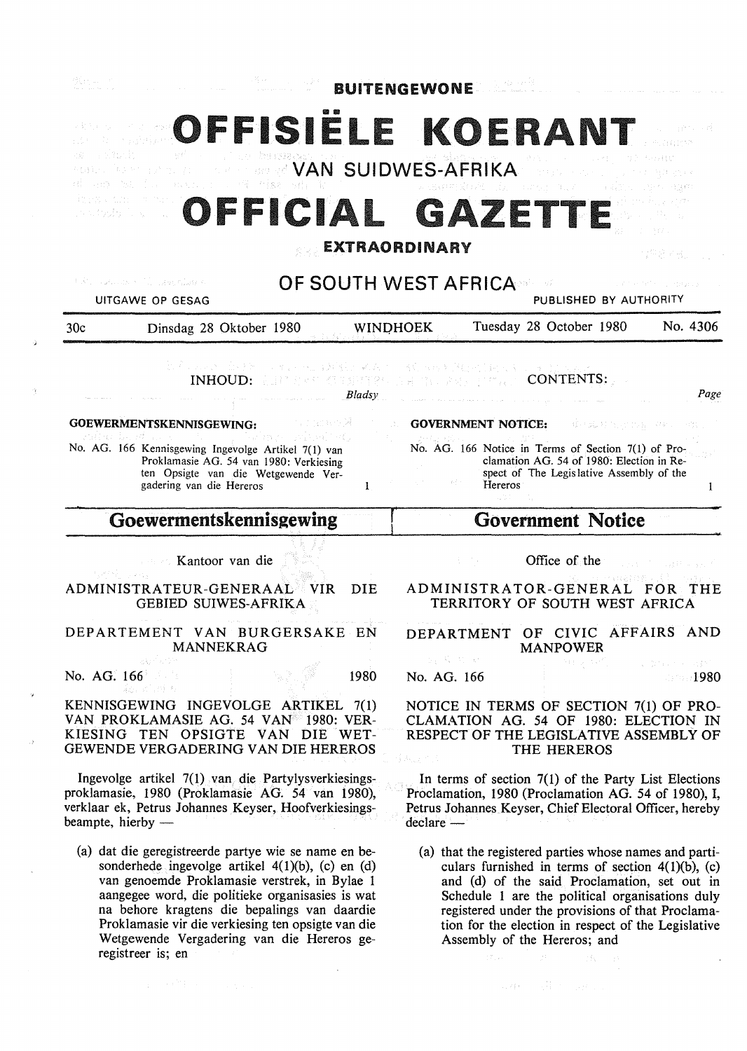BUITENGEWONE

# OFFISIËLE KOERANT

VAN SUIDWES-AFRIKA

# OFFICIAL GAZETTE

EXTRAORDINARY

OF SOUTH WEST AFRICA

UITGAWE OP GESAG — PUBLISHED BY AUTHORITY

30c — Dinsdag 28 Oktober 1980 — WINDHOEK — Tuesday 28 October 1980 — No. 4306

INHOUD: *Bladsy*

**GOEWERMENTSKENNISGEWING:**

No. AG. 166 Kennisgewing Ingevolge Artikel 7(1) van Proklamasie AG. 54 van 1980: Verkiesing ten Opsigte van die Wetgewende Vergadering van die Hereros — 1

CONTENTS: *Page*

**GOVERNMENT NOTICE:**

No. AG. 166 Notice in Terms of Section 7(1) of Proclamation AG. 54 of 1980: Election in Respect of The Legislative Assembly of the Hereros — 1

## Goewermentskennisgewing

Kantoor van die

ADMINISTRATEUR-GENERAAL VIR DIE GEBIED SUIWES-AFRIKA

DEPARTEMENT VAN BURGERSAKE EN MANNEKRAG

No. AG. 166 — 1980

KENNISGEWING INGEVOLGE ARTIKEL 7(1) VAN PROKLAMASIE AG. 54 VAN 1980: VERKIESING TEN OPSIGTE VAN DIE WETGEWENDE VERGADERING VAN DIE HEREROS

Ingevolge artikel 7(1) van die Partylysverkiesingsproklamasie, 1980 (Proklamasie AG. 54 van 1980), verklaar ek, Petrus Johannes Keyser, Hoofverkiesingsbeampte, hierby —

(a) dat die geregistreerde partye wie se name en besonderhede ingevolge artikel 4(1)(b), (c) en (d) van genoemde Proklamasie verstrek, in Bylae 1 aangegee word, die politieke organisasies is wat na behore kragtens die bepalings van daardie Proklamasie vir die verkiesing ten opsigte van die Wetgewende Vergadering van die Hereros geregistreer is; en

## Government Notice

Office of the

ADMINISTRATOR-GENERAL FOR THE TERRITORY OF SOUTH WEST AFRICA

DEPARTMENT OF CIVIC AFFAIRS AND MANPOWER

No. AG. 166 — 1980

NOTICE IN TERMS OF SECTION 7(1) OF PROCLAMATION AG. 54 OF 1980: ELECTION IN RESPECT OF THE LEGISLATIVE ASSEMBLY OF THE HEREROS

In terms of section 7(1) of the Party List Elections Proclamation, 1980 (Proclamation AG. 54 of 1980), I, Petrus Johannes Keyser, Chief Electoral Officer, hereby declare —

(a) that the registered parties whose names and particulars furnished in terms of section 4(1)(b), (c) and (d) of the said Proclamation, set out in Schedule 1 are the political organisations duly registered under the provisions of that Proclamation for the election in respect of the Legislative Assembly of the Hereros; and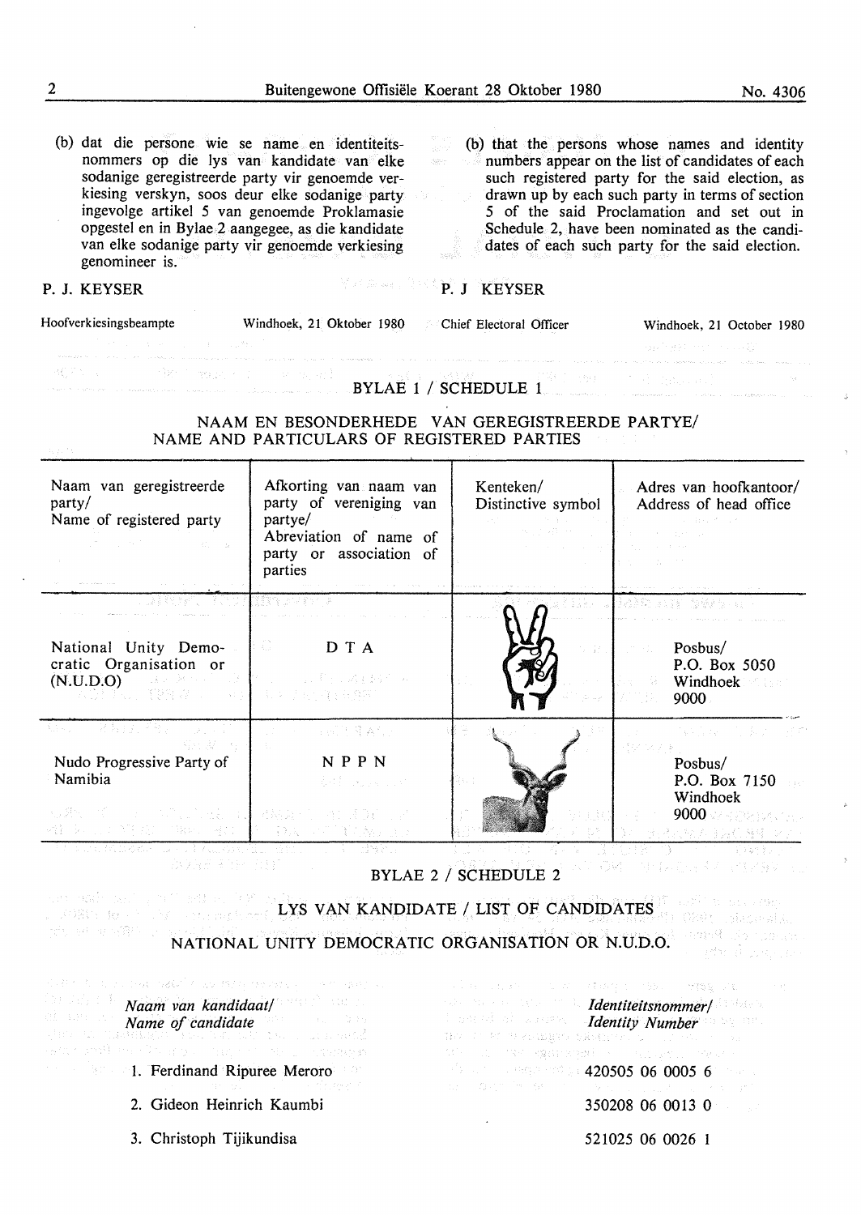(b) dat die persone wie se name en identiteitsnommers op die lys van kandidate van elke sodanige geregistreerde party vir genoemde verkiesing verskyn, soos deur elke sodanige party ingevolge artikel 5 van genoemde Proklamasie opgestel en in Bylae 2 aangegee, as die kandidate van elke sodanige party vir genoemde verkiesing genomineer is.

P. J. KEYSER

Hoofverkiesingsbeampte — Windhoek, 21 Oktober 1980

(b) that the persons whose names and identity numbers appear on the list of candidates of each such registered party for the said election, as drawn up by each such party in terms of section 5 of the said Proclamation and set out in Schedule 2, have been nominated as the candidates of each such party for the said election.

P. J KEYSER

Chief Electoral Officer — Windhoek, 21 October 1980

## BYLAE 1 / SCHEDULE 1

### NAAM EN BESONDERHEDE VAN GEREGISTREERDE PARTYE/ NAME AND PARTICULARS OF REGISTERED PARTIES

| Naam van geregistreerde party/ Name of registered party | Afkorting van naam van party of vereniging van partye/ Abreviation of name of party or association of parties | Kenteken/ Distinctive symbol | Adres van hoofkantoor/ Address of head office |
|---|---|---|---|
| National Unity Democratic Organisation or (N.U.D.O) | D T A | | Posbus/ P.O. Box 5050 Windhoek 9000 |
| Nudo Progressive Party of Namibia | N P P N | | Posbus/ P.O. Box 7150 Windhoek 9000 |

## BYLAE 2 / SCHEDULE 2

### LYS VAN KANDIDATE / LIST OF CANDIDATES

### NATIONAL UNITY DEMOCRATIC ORGANISATION OR N.U.D.O.

| *Naam van kandidaat/ Name of candidate* | *Identiteitsnommer/ Identity Number* |
|---|---|
| 1. Ferdinand Ripuree Meroro | 420505 06 0005 6 |
| 2. Gideon Heinrich Kaumbi | 350208 06 0013 0 |
| 3. Christoph Tijikundisa | 521025 06 0026 1 |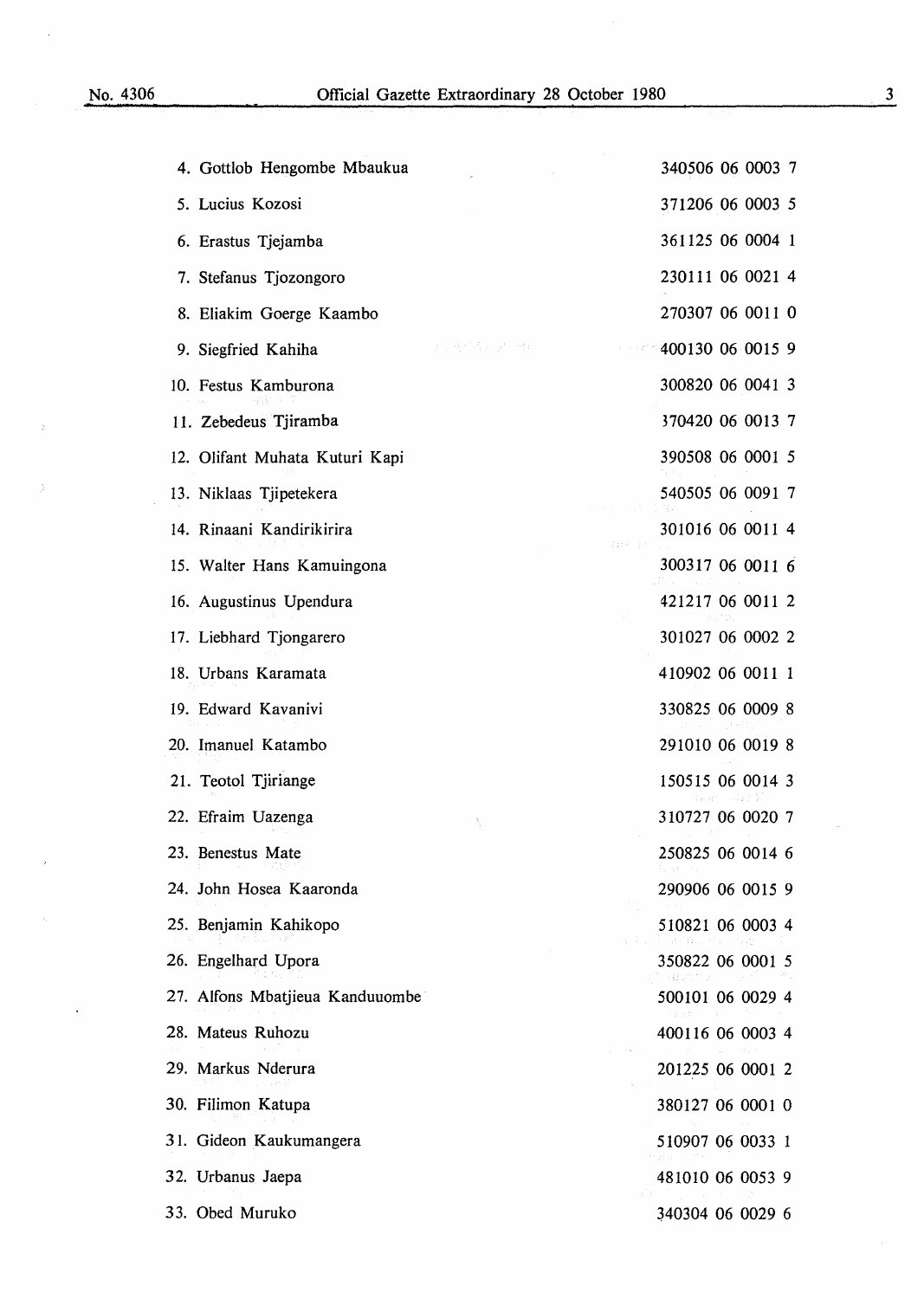| | |
|---|---|
| 4. Gottlob Hengombe Mbaukua | 340506 06 0003 7 |
| 5. Lucius Kozosi | 371206 06 0003 5 |
| 6. Erastus Tjejamba | 361125 06 0004 1 |
| 7. Stefanus Tjozongoro | 230111 06 0021 4 |
| 8. Eliakim Goerge Kaambo | 270307 06 0011 0 |
| 9. Siegfried Kahiha | 400130 06 0015 9 |
| 10. Festus Kamburona | 300820 06 0041 3 |
| 11. Zebedeus Tjiramba | 370420 06 0013 7 |
| 12. Olifant Muhata Kuturi Kapi | 390508 06 0001 5 |
| 13. Niklaas Tjipetekera | 540505 06 0091 7 |
| 14. Rinaani Kandirikirira | 301016 06 0011 4 |
| 15. Walter Hans Kamuingona | 300317 06 0011 6 |
| 16. Augustinus Upendura | 421217 06 0011 2 |
| 17. Liebhard Tjongarero | 301027 06 0002 2 |
| 18. Urbans Karamata | 410902 06 0011 1 |
| 19. Edward Kavanivi | 330825 06 0009 8 |
| 20. Imanuel Katambo | 291010 06 0019 8 |
| 21. Teotol Tjiriange | 150515 06 0014 3 |
| 22. Efraim Uazenga | 310727 06 0020 7 |
| 23. Benestus Mate | 250825 06 0014 6 |
| 24. John Hosea Kaaronda | 290906 06 0015 9 |
| 25. Benjamin Kahikopo | 510821 06 0003 4 |
| 26. Engelhard Upora | 350822 06 0001 5 |
| 27. Alfons Mbatjieua Kanduuombe | 500101 06 0029 4 |
| 28. Mateus Ruhozu | 400116 06 0003 4 |
| 29. Markus Nderura | 201225 06 0001 2 |
| 30. Filimon Katupa | 380127 06 0001 0 |
| 31. Gideon Kaukumangera | 510907 06 0033 1 |
| 32. Urbanus Jaepa | 481010 06 0053 9 |
| 33. Obed Muruko | 340304 06 0029 6 |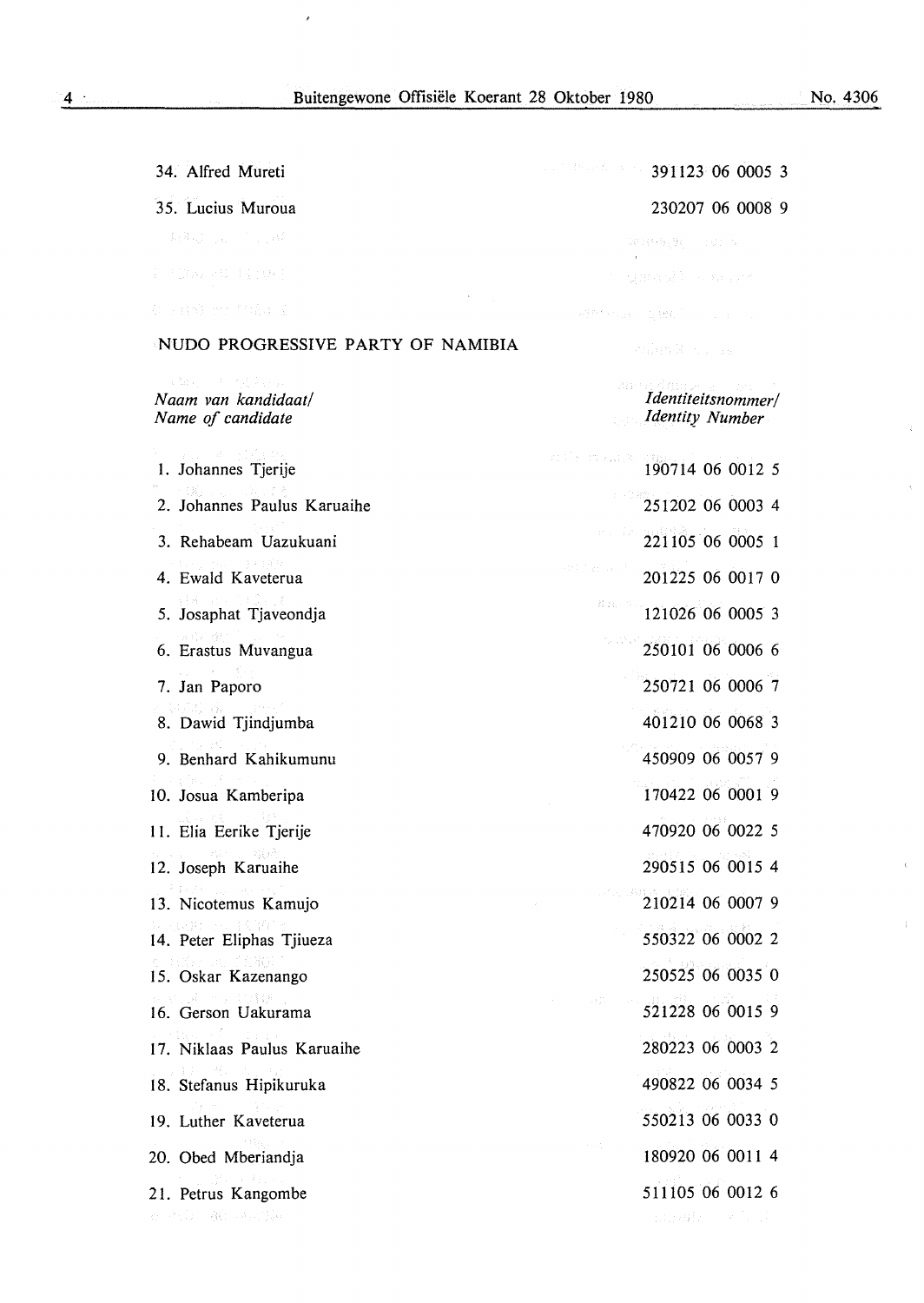| | |
|---|---|
| 34. Alfred Mureti | 391123 06 0005 3 |
| 35. Lucius Muroua | 230207 06 0008 9 |

## NUDO PROGRESSIVE PARTY OF NAMIBIA

| *Naam van kandidaat/ Name of candidate* | *Identiteitsnommer/ Identity Number* |
|---|---|
| 1. Johannes Tjerije | 190714 06 0012 5 |
| 2. Johannes Paulus Karuaihe | 251202 06 0003 4 |
| 3. Rehabeam Uazukuani | 221105 06 0005 1 |
| 4. Ewald Kaveterua | 201225 06 0017 0 |
| 5. Josaphat Tjaveondja | 121026 06 0005 3 |
| 6. Erastus Muvangua | 250101 06 0006 6 |
| 7. Jan Paporo | 250721 06 0006 7 |
| 8. Dawid Tjindjumba | 401210 06 0068 3 |
| 9. Benhard Kahikumunu | 450909 06 0057 9 |
| 10. Josua Kamberipa | 170422 06 0001 9 |
| 11. Elia Eerike Tjerije | 470920 06 0022 5 |
| 12. Joseph Karuaihe | 290515 06 0015 4 |
| 13. Nicotemus Kamujo | 210214 06 0007 9 |
| 14. Peter Eliphas Tjiueza | 550322 06 0002 2 |
| 15. Oskar Kazenango | 250525 06 0035 0 |
| 16. Gerson Uakurama | 521228 06 0015 9 |
| 17. Niklaas Paulus Karuaihe | 280223 06 0003 2 |
| 18. Stefanus Hipikuruka | 490822 06 0034 5 |
| 19. Luther Kaveterua | 550213 06 0033 0 |
| 20. Obed Mberiandja | 180920 06 0011 4 |
| 21. Petrus Kangombe | 511105 06 0012 6 |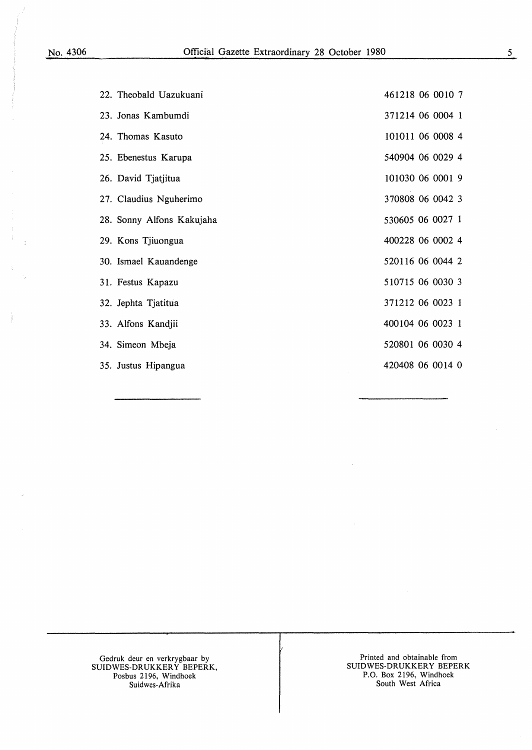| | |
|---|---|
| 22. Theobald Uazukuani | 461218 06 0010 7 |
| 23. Jonas Kambumdi | 371214 06 0004 1 |
| 24. Thomas Kasuto | 101011 06 0008 4 |
| 25. Ebenestus Karupa | 540904 06 0029 4 |
| 26. David Tjatjitua | 101030 06 0001 9 |
| 27. Claudius Nguherimo | 370808 06 0042 3 |
| 28. Sonny Alfons Kakujaha | 530605 06 0027 1 |
| 29. Kons Tjiuongua | 400228 06 0002 4 |
| 30. Ismael Kauandenge | 520116 06 0044 2 |
| 31. Festus Kapazu | 510715 06 0030 3 |
| 32. Jephta Tjatitua | 371212 06 0023 1 |
| 33. Alfons Kandjii | 400104 06 0023 1 |
| 34. Simeon Mbeja | 520801 06 0030 4 |
| 35. Justus Hipangua | 420408 06 0014 0 |

---

Gedruk deur en verkrygbaar by
SUIDWES-DRUKKERY BEPERK,
Posbus 2196, Windhoek
Suidwes-Afrika

Printed and obtainable from
SUIDWES-DRUKKERY BEPERK
P.O. Box 2196, Windhoek
South West Africa